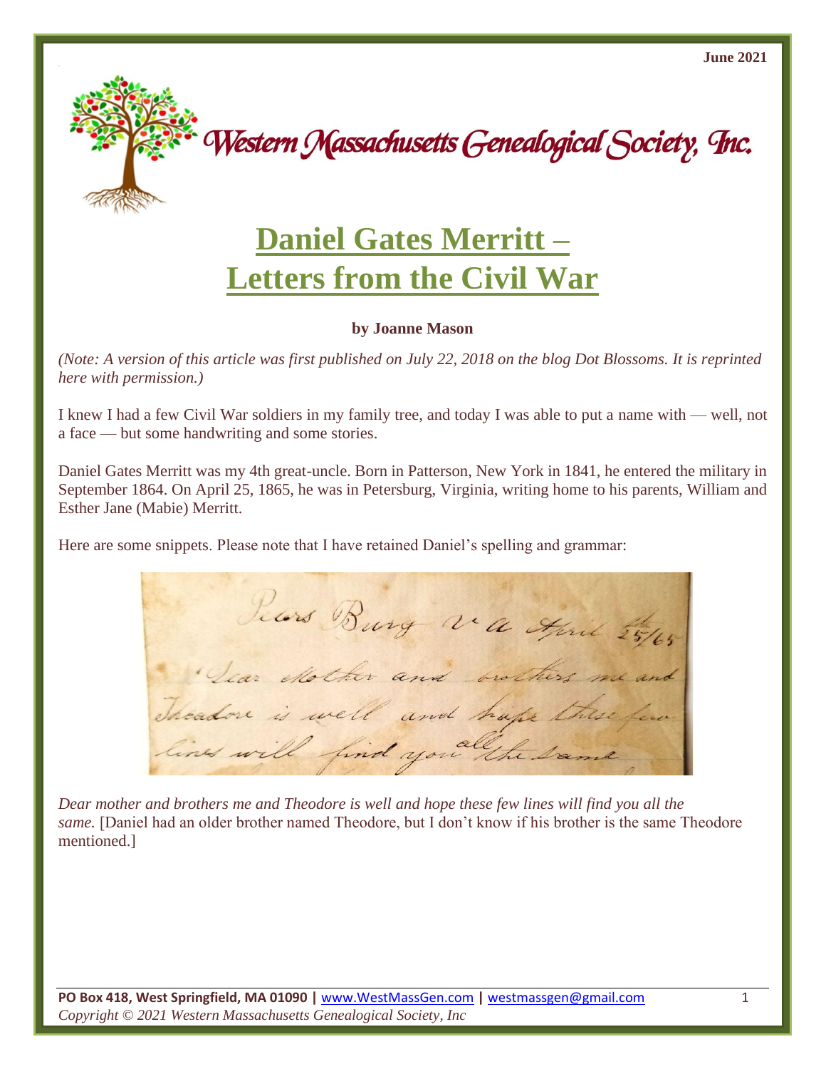Western Massachusetts Genealogical Society, Inc.

# Daniel Gates Merritt – Letters from the Civil War

**by Joanne Mason**

*(Note: A version of this article was first published on July 22, 2018 on the blog Dot Blossoms. It is reprinted here with permission.)*

I knew I had a few Civil War soldiers in my family tree, and today I was able to put a name with — well, not a face — but some handwriting and some stories.

Daniel Gates Merritt was my 4th great-uncle. Born in Patterson, New York in 1841, he entered the military in September 1864. On April 25, 1865, he was in Petersburg, Virginia, writing home to his parents, William and Esther Jane (Mabie) Merritt.

Here are some snippets. Please note that I have retained Daniel's spelling and grammar:

*Dear mother and brothers me and Theodore is well and hope these few lines will find you all the same.* [Daniel had an older brother named Theodore, but I don't know if his brother is the same Theodore mentioned.]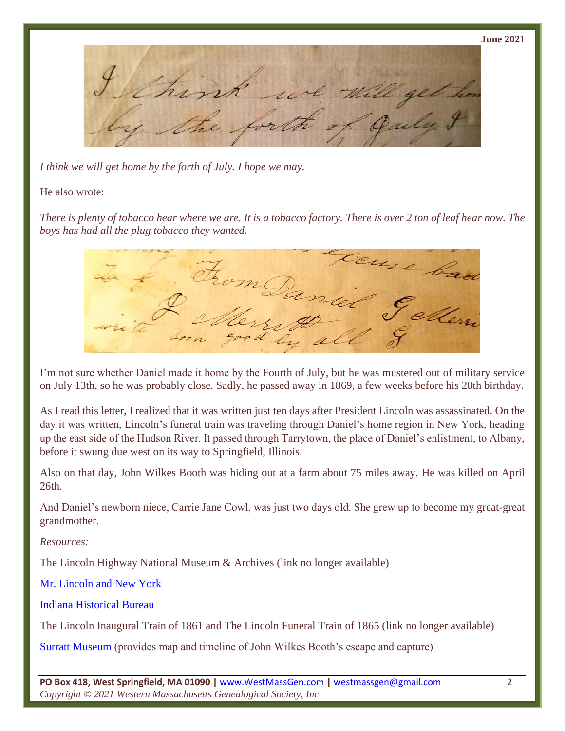*I think we will get home by the forth of July. I hope we may.*

He also wrote:

*There is plenty of tobacco hear where we are. It is a tobacco factory. There is over 2 ton of leaf hear now. The boys has had all the plug tobacco they wanted.*

I'm not sure whether Daniel made it home by the Fourth of July, but he was mustered out of military service on July 13th, so he was probably close. Sadly, he passed away in 1869, a few weeks before his 28th birthday.

As I read this letter, I realized that it was written just ten days after President Lincoln was assassinated. On the day it was written, Lincoln's funeral train was traveling through Daniel's home region in New York, heading up the east side of the Hudson River. It passed through Tarrytown, the place of Daniel's enlistment, to Albany, before it swung due west on its way to Springfield, Illinois.

Also on that day, John Wilkes Booth was hiding out at a farm about 75 miles away. He was killed on April 26th.

And Daniel's newborn niece, Carrie Jane Cowl, was just two days old. She grew up to become my great-great grandmother.

*Resources:*

The Lincoln Highway National Museum & Archives (link no longer available)

Mr. Lincoln and New York

Indiana Historical Bureau

The Lincoln Inaugural Train of 1861 and The Lincoln Funeral Train of 1865 (link no longer available)

Surratt Museum (provides map and timeline of John Wilkes Booth's escape and capture)

**PO Box 418, West Springfield, MA 01090 | www.WestMassGen.com | westmassgen@gmail.com**
*Copyright © 2021 Western Massachusetts Genealogical Society, Inc*